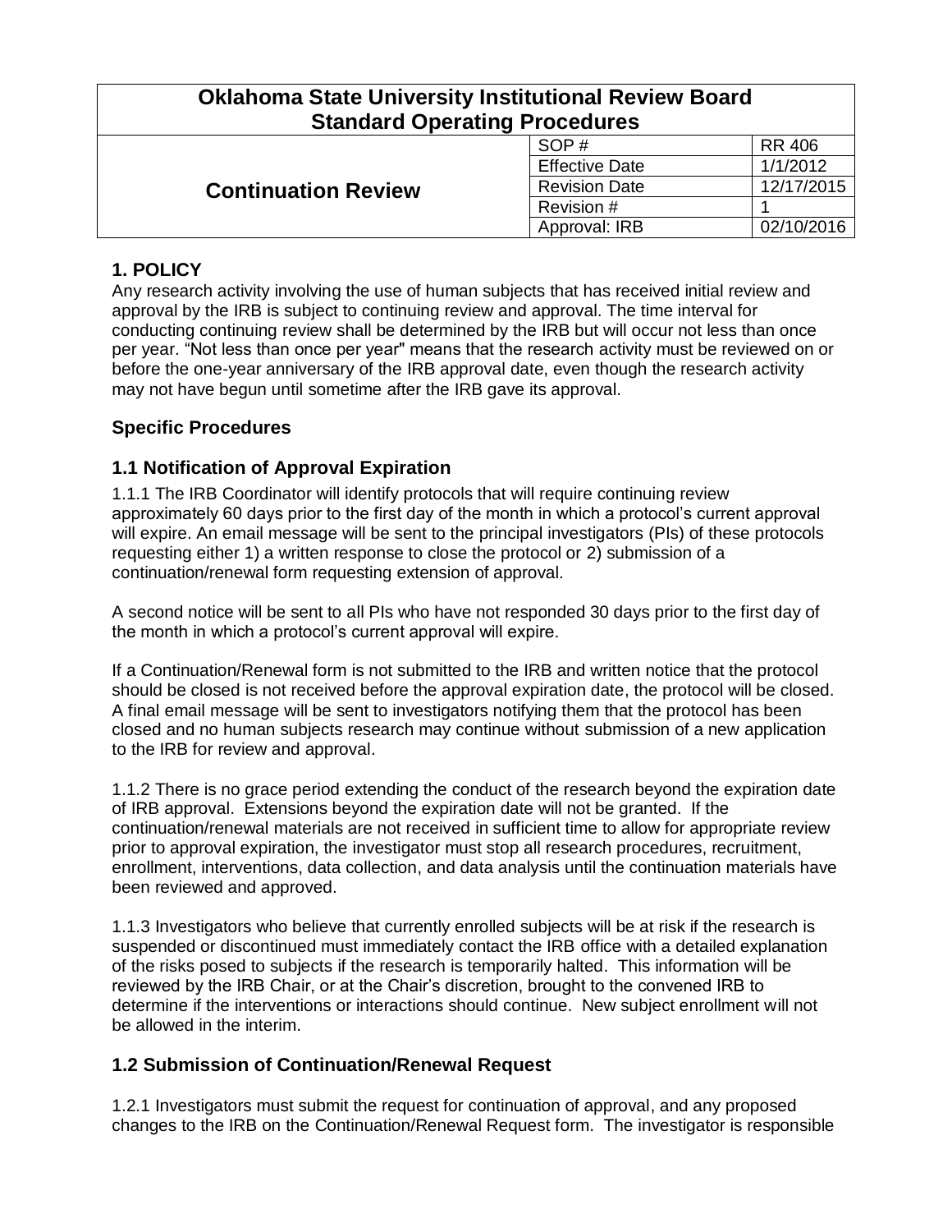| Oklahoma State University Institutional Review Board Standard Operating Procedures | | |
|---|---|---|
| **Continuation Review** | SOP # | RR 406 |
| | Effective Date | 1/1/2012 |
| | Revision Date | 12/17/2015 |
| | Revision # | 1 |
| | Approval: IRB | 02/10/2016 |

## 1. POLICY

Any research activity involving the use of human subjects that has received initial review and approval by the IRB is subject to continuing review and approval. The time interval for conducting continuing review shall be determined by the IRB but will occur not less than once per year. "Not less than once per year" means that the research activity must be reviewed on or before the one-year anniversary of the IRB approval date, even though the research activity may not have begun until sometime after the IRB gave its approval.

## Specific Procedures

### 1.1 Notification of Approval Expiration

1.1.1 The IRB Coordinator will identify protocols that will require continuing review approximately 60 days prior to the first day of the month in which a protocol's current approval will expire. An email message will be sent to the principal investigators (PIs) of these protocols requesting either 1) a written response to close the protocol or 2) submission of a continuation/renewal form requesting extension of approval.

A second notice will be sent to all PIs who have not responded 30 days prior to the first day of the month in which a protocol's current approval will expire.

If a Continuation/Renewal form is not submitted to the IRB and written notice that the protocol should be closed is not received before the approval expiration date, the protocol will be closed. A final email message will be sent to investigators notifying them that the protocol has been closed and no human subjects research may continue without submission of a new application to the IRB for review and approval.

1.1.2 There is no grace period extending the conduct of the research beyond the expiration date of IRB approval. Extensions beyond the expiration date will not be granted. If the continuation/renewal materials are not received in sufficient time to allow for appropriate review prior to approval expiration, the investigator must stop all research procedures, recruitment, enrollment, interventions, data collection, and data analysis until the continuation materials have been reviewed and approved.

1.1.3 Investigators who believe that currently enrolled subjects will be at risk if the research is suspended or discontinued must immediately contact the IRB office with a detailed explanation of the risks posed to subjects if the research is temporarily halted. This information will be reviewed by the IRB Chair, or at the Chair's discretion, brought to the convened IRB to determine if the interventions or interactions should continue. New subject enrollment will not be allowed in the interim.

### 1.2 Submission of Continuation/Renewal Request

1.2.1 Investigators must submit the request for continuation of approval, and any proposed changes to the IRB on the Continuation/Renewal Request form. The investigator is responsible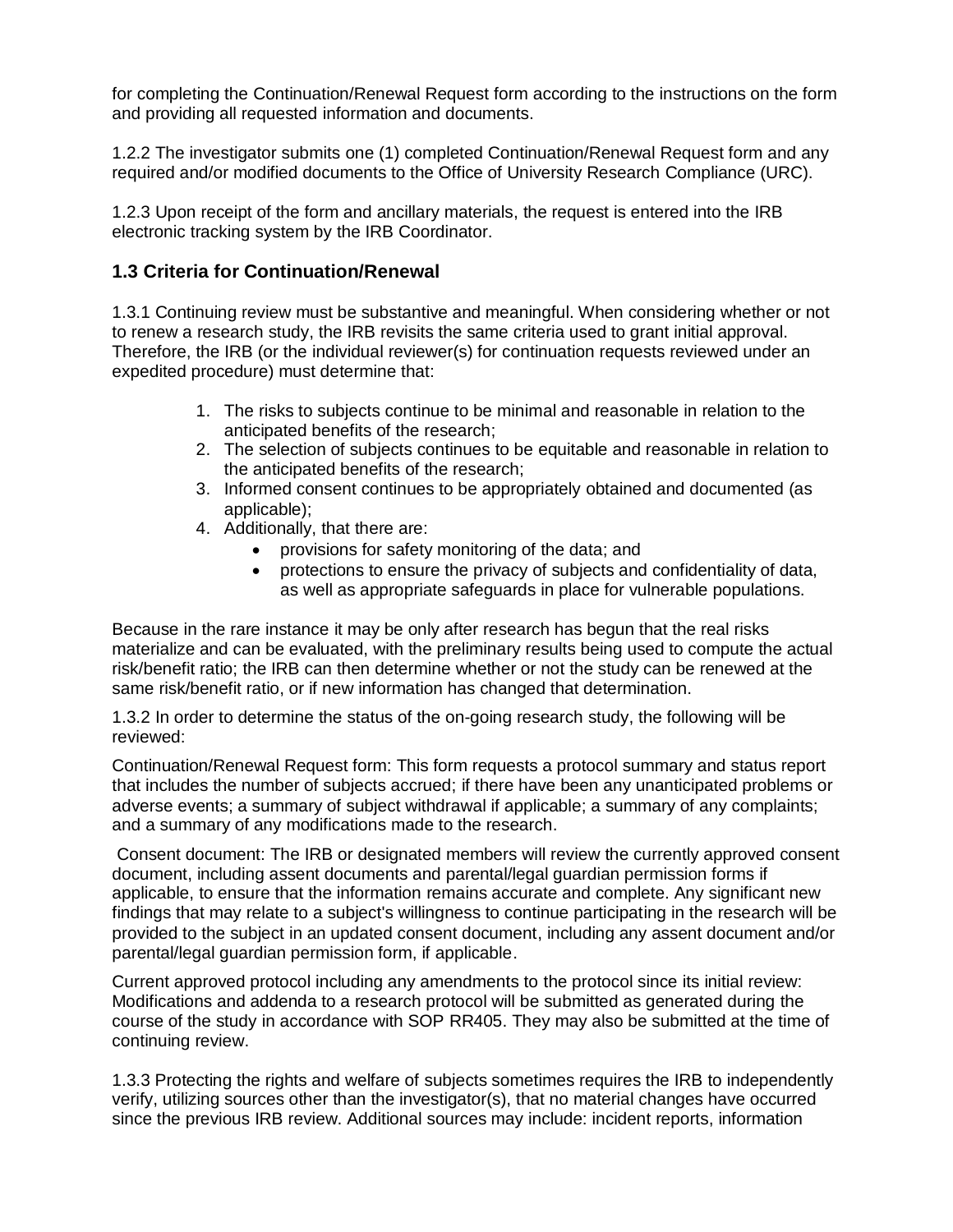for completing the Continuation/Renewal Request form according to the instructions on the form and providing all requested information and documents.

1.2.2 The investigator submits one (1) completed Continuation/Renewal Request form and any required and/or modified documents to the Office of University Research Compliance (URC).

1.2.3 Upon receipt of the form and ancillary materials, the request is entered into the IRB electronic tracking system by the IRB Coordinator.

### 1.3 Criteria for Continuation/Renewal

1.3.1 Continuing review must be substantive and meaningful. When considering whether or not to renew a research study, the IRB revisits the same criteria used to grant initial approval. Therefore, the IRB (or the individual reviewer(s) for continuation requests reviewed under an expedited procedure) must determine that:

1. The risks to subjects continue to be minimal and reasonable in relation to the anticipated benefits of the research;
2. The selection of subjects continues to be equitable and reasonable in relation to the anticipated benefits of the research;
3. Informed consent continues to be appropriately obtained and documented (as applicable);
4. Additionally, that there are:
   - provisions for safety monitoring of the data; and
   - protections to ensure the privacy of subjects and confidentiality of data, as well as appropriate safeguards in place for vulnerable populations.

Because in the rare instance it may be only after research has begun that the real risks materialize and can be evaluated, with the preliminary results being used to compute the actual risk/benefit ratio; the IRB can then determine whether or not the study can be renewed at the same risk/benefit ratio, or if new information has changed that determination.

1.3.2 In order to determine the status of the on-going research study, the following will be reviewed:

Continuation/Renewal Request form: This form requests a protocol summary and status report that includes the number of subjects accrued; if there have been any unanticipated problems or adverse events; a summary of subject withdrawal if applicable; a summary of any complaints; and a summary of any modifications made to the research.

Consent document: The IRB or designated members will review the currently approved consent document, including assent documents and parental/legal guardian permission forms if applicable, to ensure that the information remains accurate and complete. Any significant new findings that may relate to a subject's willingness to continue participating in the research will be provided to the subject in an updated consent document, including any assent document and/or parental/legal guardian permission form, if applicable.

Current approved protocol including any amendments to the protocol since its initial review: Modifications and addenda to a research protocol will be submitted as generated during the course of the study in accordance with SOP RR405. They may also be submitted at the time of continuing review.

1.3.3 Protecting the rights and welfare of subjects sometimes requires the IRB to independently verify, utilizing sources other than the investigator(s), that no material changes have occurred since the previous IRB review. Additional sources may include: incident reports, information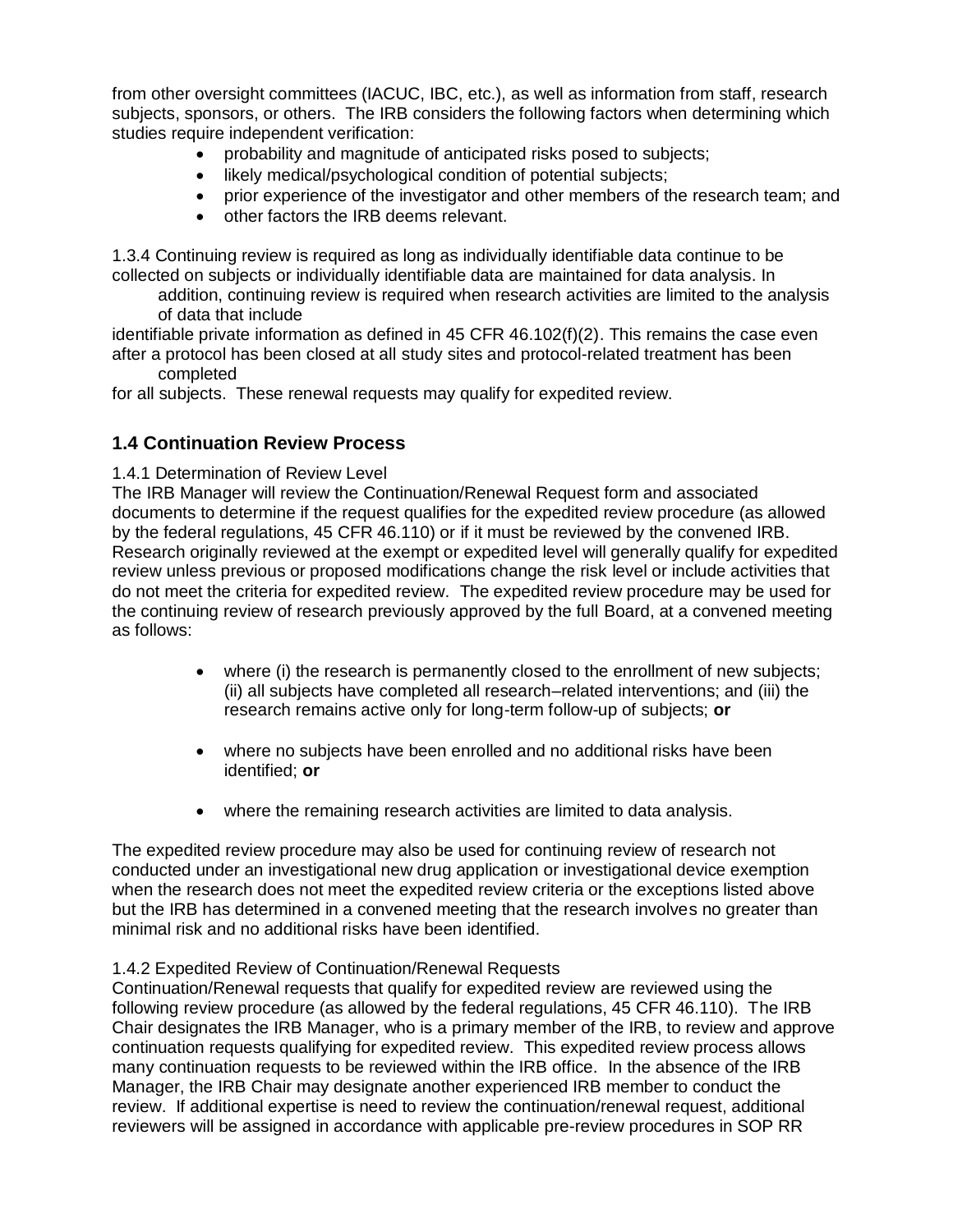from other oversight committees (IACUC, IBC, etc.), as well as information from staff, research subjects, sponsors, or others. The IRB considers the following factors when determining which studies require independent verification:

- probability and magnitude of anticipated risks posed to subjects;
- likely medical/psychological condition of potential subjects;
- prior experience of the investigator and other members of the research team; and
- other factors the IRB deems relevant.

1.3.4 Continuing review is required as long as individually identifiable data continue to be collected on subjects or individually identifiable data are maintained for data analysis. In addition, continuing review is required when research activities are limited to the analysis of data that include identifiable private information as defined in 45 CFR 46.102(f)(2). This remains the case even after a protocol has been closed at all study sites and protocol-related treatment has been completed for all subjects. These renewal requests may qualify for expedited review.

## 1.4 Continuation Review Process

1.4.1 Determination of Review Level

The IRB Manager will review the Continuation/Renewal Request form and associated documents to determine if the request qualifies for the expedited review procedure (as allowed by the federal regulations, 45 CFR 46.110) or if it must be reviewed by the convened IRB. Research originally reviewed at the exempt or expedited level will generally qualify for expedited review unless previous or proposed modifications change the risk level or include activities that do not meet the criteria for expedited review. The expedited review procedure may be used for the continuing review of research previously approved by the full Board, at a convened meeting as follows:

- where (i) the research is permanently closed to the enrollment of new subjects; (ii) all subjects have completed all research–related interventions; and (iii) the research remains active only for long-term follow-up of subjects; **or**

- where no subjects have been enrolled and no additional risks have been identified; **or**

- where the remaining research activities are limited to data analysis.

The expedited review procedure may also be used for continuing review of research not conducted under an investigational new drug application or investigational device exemption when the research does not meet the expedited review criteria or the exceptions listed above but the IRB has determined in a convened meeting that the research involves no greater than minimal risk and no additional risks have been identified.

1.4.2 Expedited Review of Continuation/Renewal Requests

Continuation/Renewal requests that qualify for expedited review are reviewed using the following review procedure (as allowed by the federal regulations, 45 CFR 46.110). The IRB Chair designates the IRB Manager, who is a primary member of the IRB, to review and approve continuation requests qualifying for expedited review. This expedited review process allows many continuation requests to be reviewed within the IRB office. In the absence of the IRB Manager, the IRB Chair may designate another experienced IRB member to conduct the review. If additional expertise is need to review the continuation/renewal request, additional reviewers will be assigned in accordance with applicable pre-review procedures in SOP RR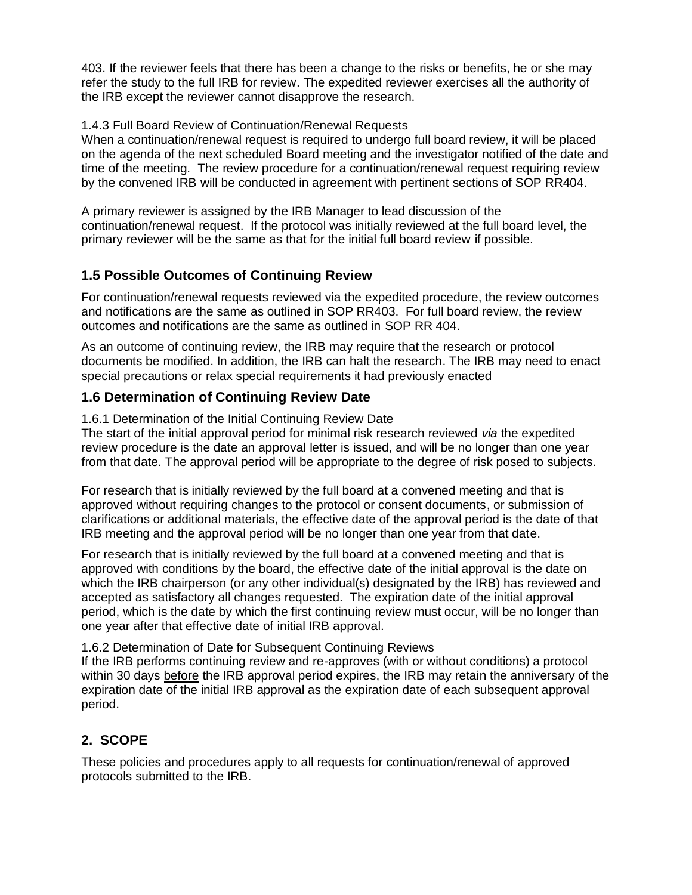403. If the reviewer feels that there has been a change to the risks or benefits, he or she may refer the study to the full IRB for review. The expedited reviewer exercises all the authority of the IRB except the reviewer cannot disapprove the research.

1.4.3 Full Board Review of Continuation/Renewal Requests
When a continuation/renewal request is required to undergo full board review, it will be placed on the agenda of the next scheduled Board meeting and the investigator notified of the date and time of the meeting. The review procedure for a continuation/renewal request requiring review by the convened IRB will be conducted in agreement with pertinent sections of SOP RR404.

A primary reviewer is assigned by the IRB Manager to lead discussion of the continuation/renewal request. If the protocol was initially reviewed at the full board level, the primary reviewer will be the same as that for the initial full board review if possible.

## 1.5 Possible Outcomes of Continuing Review

For continuation/renewal requests reviewed via the expedited procedure, the review outcomes and notifications are the same as outlined in SOP RR403. For full board review, the review outcomes and notifications are the same as outlined in SOP RR 404.

As an outcome of continuing review, the IRB may require that the research or protocol documents be modified. In addition, the IRB can halt the research. The IRB may need to enact special precautions or relax special requirements it had previously enacted

## 1.6 Determination of Continuing Review Date

1.6.1 Determination of the Initial Continuing Review Date
The start of the initial approval period for minimal risk research reviewed *via* the expedited review procedure is the date an approval letter is issued, and will be no longer than one year from that date. The approval period will be appropriate to the degree of risk posed to subjects.

For research that is initially reviewed by the full board at a convened meeting and that is approved without requiring changes to the protocol or consent documents, or submission of clarifications or additional materials, the effective date of the approval period is the date of that IRB meeting and the approval period will be no longer than one year from that date.

For research that is initially reviewed by the full board at a convened meeting and that is approved with conditions by the board, the effective date of the initial approval is the date on which the IRB chairperson (or any other individual(s) designated by the IRB) has reviewed and accepted as satisfactory all changes requested. The expiration date of the initial approval period, which is the date by which the first continuing review must occur, will be no longer than one year after that effective date of initial IRB approval.

1.6.2 Determination of Date for Subsequent Continuing Reviews
If the IRB performs continuing review and re-approves (with or without conditions) a protocol within 30 days before the IRB approval period expires, the IRB may retain the anniversary of the expiration date of the initial IRB approval as the expiration date of each subsequent approval period.

## 2. SCOPE

These policies and procedures apply to all requests for continuation/renewal of approved protocols submitted to the IRB.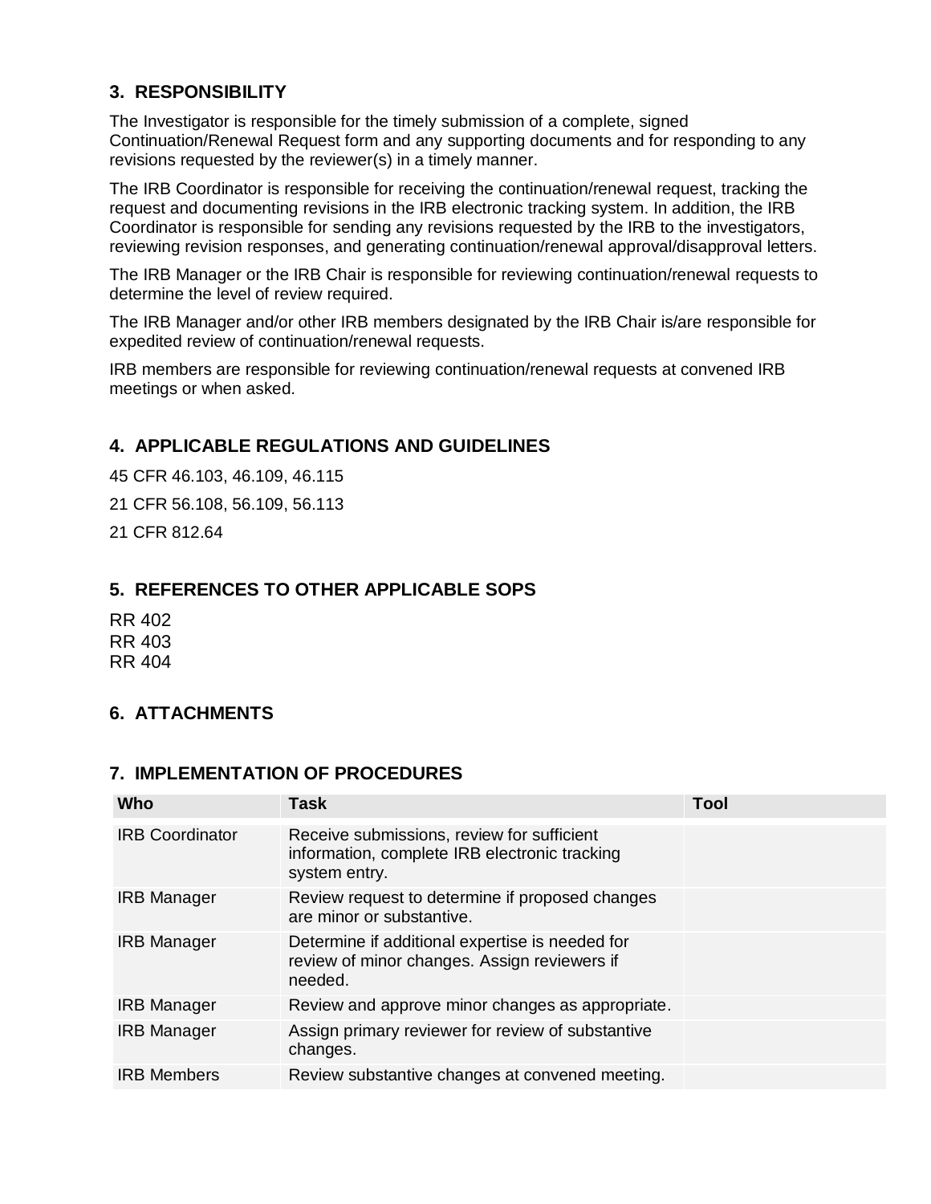## 3. RESPONSIBILITY

The Investigator is responsible for the timely submission of a complete, signed Continuation/Renewal Request form and any supporting documents and for responding to any revisions requested by the reviewer(s) in a timely manner.

The IRB Coordinator is responsible for receiving the continuation/renewal request, tracking the request and documenting revisions in the IRB electronic tracking system. In addition, the IRB Coordinator is responsible for sending any revisions requested by the IRB to the investigators, reviewing revision responses, and generating continuation/renewal approval/disapproval letters.

The IRB Manager or the IRB Chair is responsible for reviewing continuation/renewal requests to determine the level of review required.

The IRB Manager and/or other IRB members designated by the IRB Chair is/are responsible for expedited review of continuation/renewal requests.

IRB members are responsible for reviewing continuation/renewal requests at convened IRB meetings or when asked.

## 4. APPLICABLE REGULATIONS AND GUIDELINES

45 CFR 46.103, 46.109, 46.115

21 CFR 56.108, 56.109, 56.113

21 CFR 812.64

## 5. REFERENCES TO OTHER APPLICABLE SOPS

RR 402
RR 403
RR 404

## 6. ATTACHMENTS

## 7. IMPLEMENTATION OF PROCEDURES

| Who | Task | Tool |
|---|---|---|
| IRB Coordinator | Receive submissions, review for sufficient information, complete IRB electronic tracking system entry. | |
| IRB Manager | Review request to determine if proposed changes are minor or substantive. | |
| IRB Manager | Determine if additional expertise is needed for review of minor changes. Assign reviewers if needed. | |
| IRB Manager | Review and approve minor changes as appropriate. | |
| IRB Manager | Assign primary reviewer for review of substantive changes. | |
| IRB Members | Review substantive changes at convened meeting. | |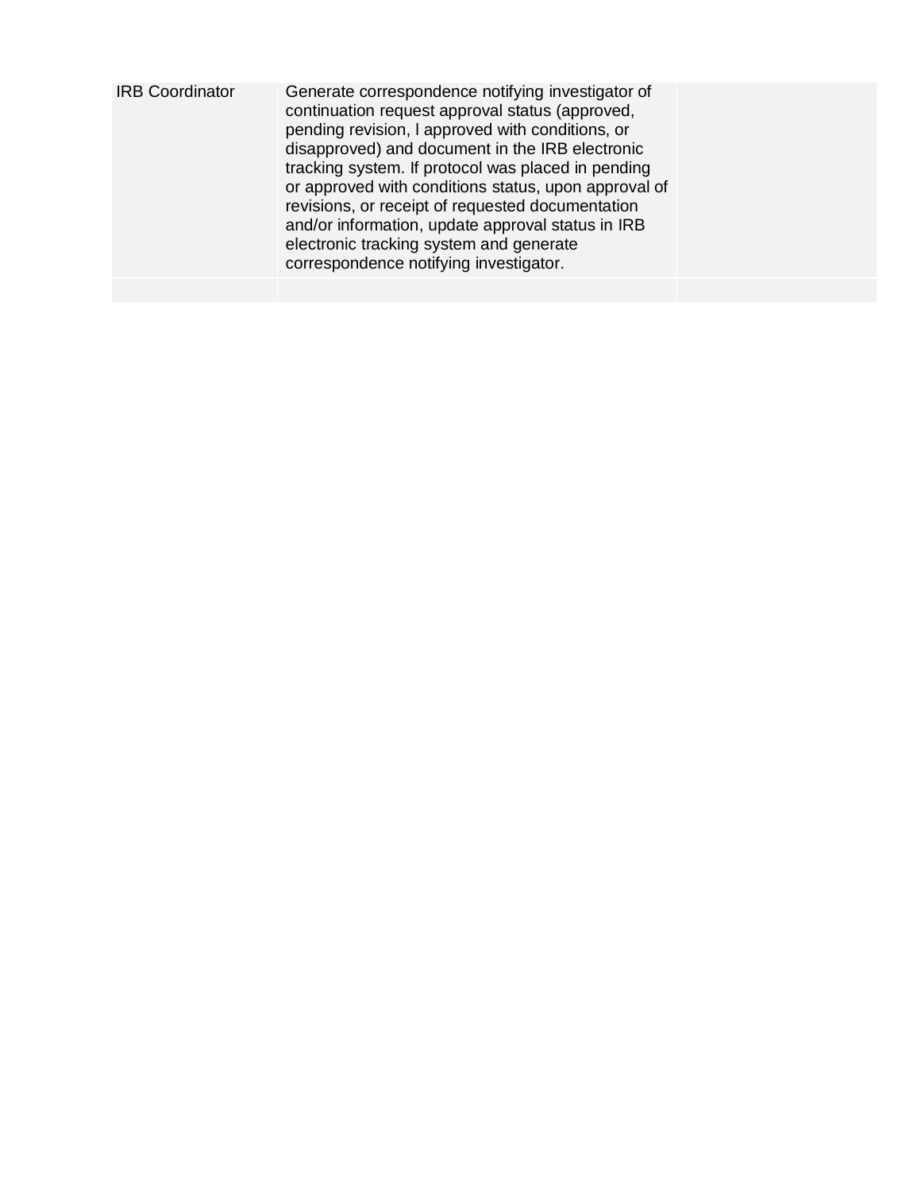| | | |
|---|---|---|
| IRB Coordinator | Generate correspondence notifying investigator of continuation request approval status (approved, pending revision, l approved with conditions, or disapproved) and document in the IRB electronic tracking system. If protocol was placed in pending or approved with conditions status, upon approval of revisions, or receipt of requested documentation and/or information, update approval status in IRB electronic tracking system and generate correspondence notifying investigator. | |
| | | |